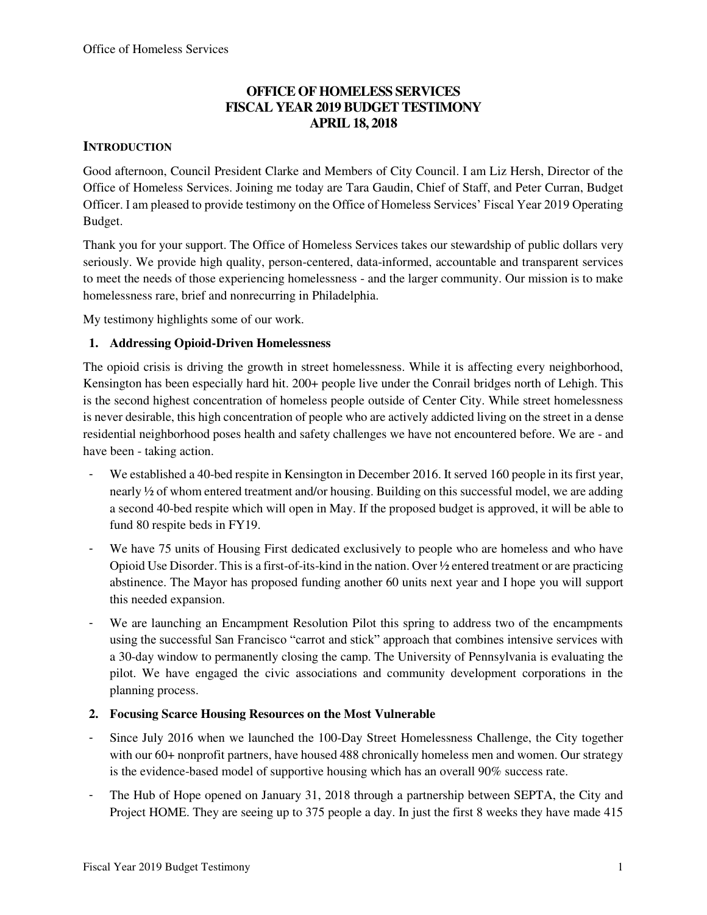# OFFICE OF HOMELESS SERVICES
# FISCAL YEAR 2019 BUDGET TESTIMONY
# APRIL 18, 2018

## INTRODUCTION

Good afternoon, Council President Clarke and Members of City Council. I am Liz Hersh, Director of the Office of Homeless Services. Joining me today are Tara Gaudin, Chief of Staff, and Peter Curran, Budget Officer. I am pleased to provide testimony on the Office of Homeless Services' Fiscal Year 2019 Operating Budget.

Thank you for your support. The Office of Homeless Services takes our stewardship of public dollars very seriously. We provide high quality, person-centered, data-informed, accountable and transparent services to meet the needs of those experiencing homelessness - and the larger community. Our mission is to make homelessness rare, brief and nonrecurring in Philadelphia.

My testimony highlights some of our work.

### 1. Addressing Opioid-Driven Homelessness

The opioid crisis is driving the growth in street homelessness. While it is affecting every neighborhood, Kensington has been especially hard hit. 200+ people live under the Conrail bridges north of Lehigh. This is the second highest concentration of homeless people outside of Center City. While street homelessness is never desirable, this high concentration of people who are actively addicted living on the street in a dense residential neighborhood poses health and safety challenges we have not encountered before. We are - and have been - taking action.

- We established a 40-bed respite in Kensington in December 2016. It served 160 people in its first year, nearly ½ of whom entered treatment and/or housing. Building on this successful model, we are adding a second 40-bed respite which will open in May. If the proposed budget is approved, it will be able to fund 80 respite beds in FY19.
- We have 75 units of Housing First dedicated exclusively to people who are homeless and who have Opioid Use Disorder. This is a first-of-its-kind in the nation. Over ½ entered treatment or are practicing abstinence. The Mayor has proposed funding another 60 units next year and I hope you will support this needed expansion.
- We are launching an Encampment Resolution Pilot this spring to address two of the encampments using the successful San Francisco "carrot and stick" approach that combines intensive services with a 30-day window to permanently closing the camp. The University of Pennsylvania is evaluating the pilot. We have engaged the civic associations and community development corporations in the planning process.

### 2. Focusing Scarce Housing Resources on the Most Vulnerable

- Since July 2016 when we launched the 100-Day Street Homelessness Challenge, the City together with our 60+ nonprofit partners, have housed 488 chronically homeless men and women. Our strategy is the evidence-based model of supportive housing which has an overall 90% success rate.
- The Hub of Hope opened on January 31, 2018 through a partnership between SEPTA, the City and Project HOME. They are seeing up to 375 people a day. In just the first 8 weeks they have made 415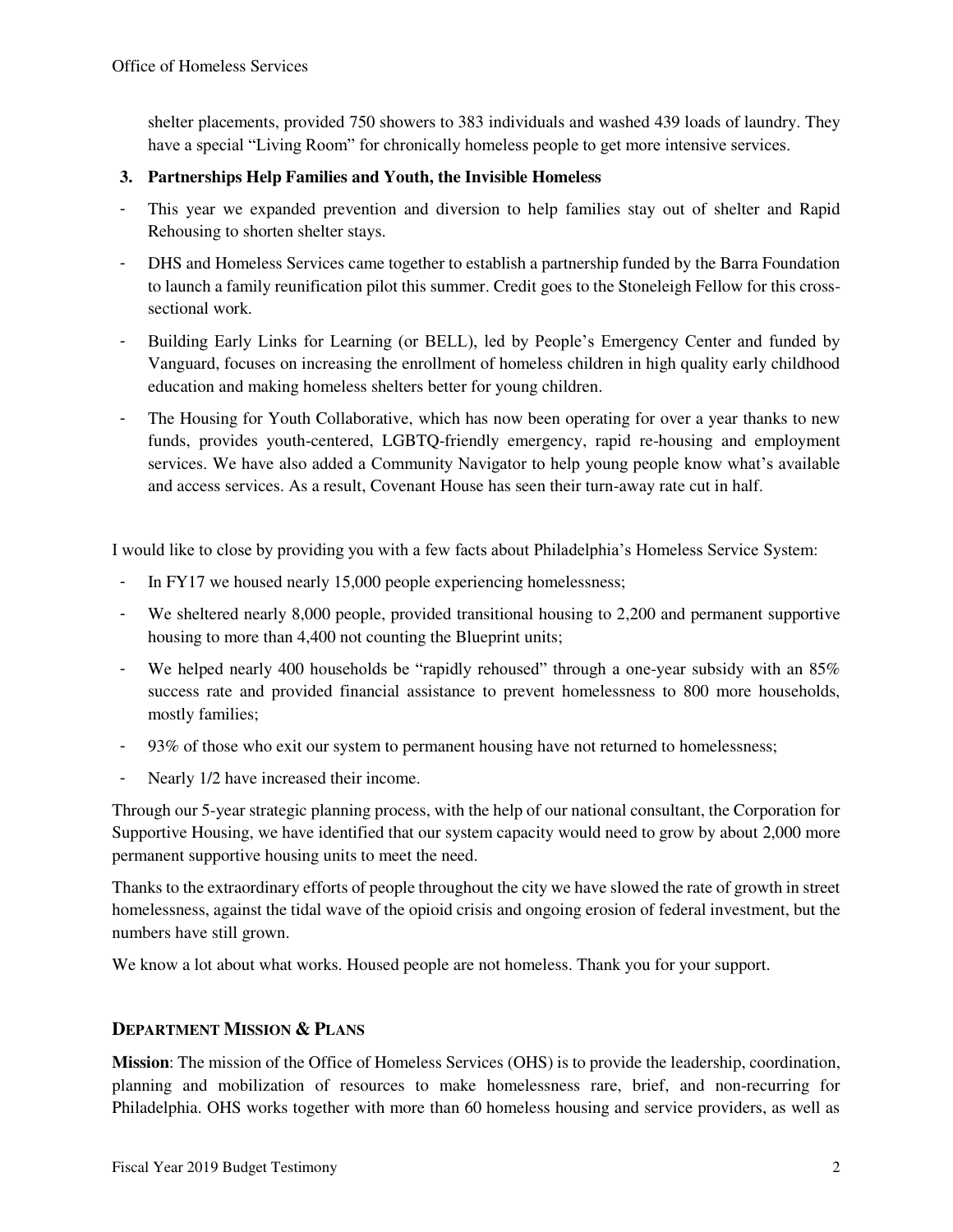shelter placements, provided 750 showers to 383 individuals and washed 439 loads of laundry. They have a special "Living Room" for chronically homeless people to get more intensive services.

**3. Partnerships Help Families and Youth, the Invisible Homeless**

- This year we expanded prevention and diversion to help families stay out of shelter and Rapid Rehousing to shorten shelter stays.
- DHS and Homeless Services came together to establish a partnership funded by the Barra Foundation to launch a family reunification pilot this summer. Credit goes to the Stoneleigh Fellow for this cross-sectional work.
- Building Early Links for Learning (or BELL), led by People's Emergency Center and funded by Vanguard, focuses on increasing the enrollment of homeless children in high quality early childhood education and making homeless shelters better for young children.
- The Housing for Youth Collaborative, which has now been operating for over a year thanks to new funds, provides youth-centered, LGBTQ-friendly emergency, rapid re-housing and employment services. We have also added a Community Navigator to help young people know what's available and access services. As a result, Covenant House has seen their turn-away rate cut in half.

I would like to close by providing you with a few facts about Philadelphia's Homeless Service System:

- In FY17 we housed nearly 15,000 people experiencing homelessness;
- We sheltered nearly 8,000 people, provided transitional housing to 2,200 and permanent supportive housing to more than 4,400 not counting the Blueprint units;
- We helped nearly 400 households be "rapidly rehoused" through a one-year subsidy with an 85% success rate and provided financial assistance to prevent homelessness to 800 more households, mostly families;
- 93% of those who exit our system to permanent housing have not returned to homelessness;
- Nearly 1/2 have increased their income.

Through our 5-year strategic planning process, with the help of our national consultant, the Corporation for Supportive Housing, we have identified that our system capacity would need to grow by about 2,000 more permanent supportive housing units to meet the need.

Thanks to the extraordinary efforts of people throughout the city we have slowed the rate of growth in street homelessness, against the tidal wave of the opioid crisis and ongoing erosion of federal investment, but the numbers have still grown.

We know a lot about what works. Housed people are not homeless. Thank you for your support.

## DEPARTMENT MISSION & PLANS

**Mission**: The mission of the Office of Homeless Services (OHS) is to provide the leadership, coordination, planning and mobilization of resources to make homelessness rare, brief, and non-recurring for Philadelphia. OHS works together with more than 60 homeless housing and service providers, as well as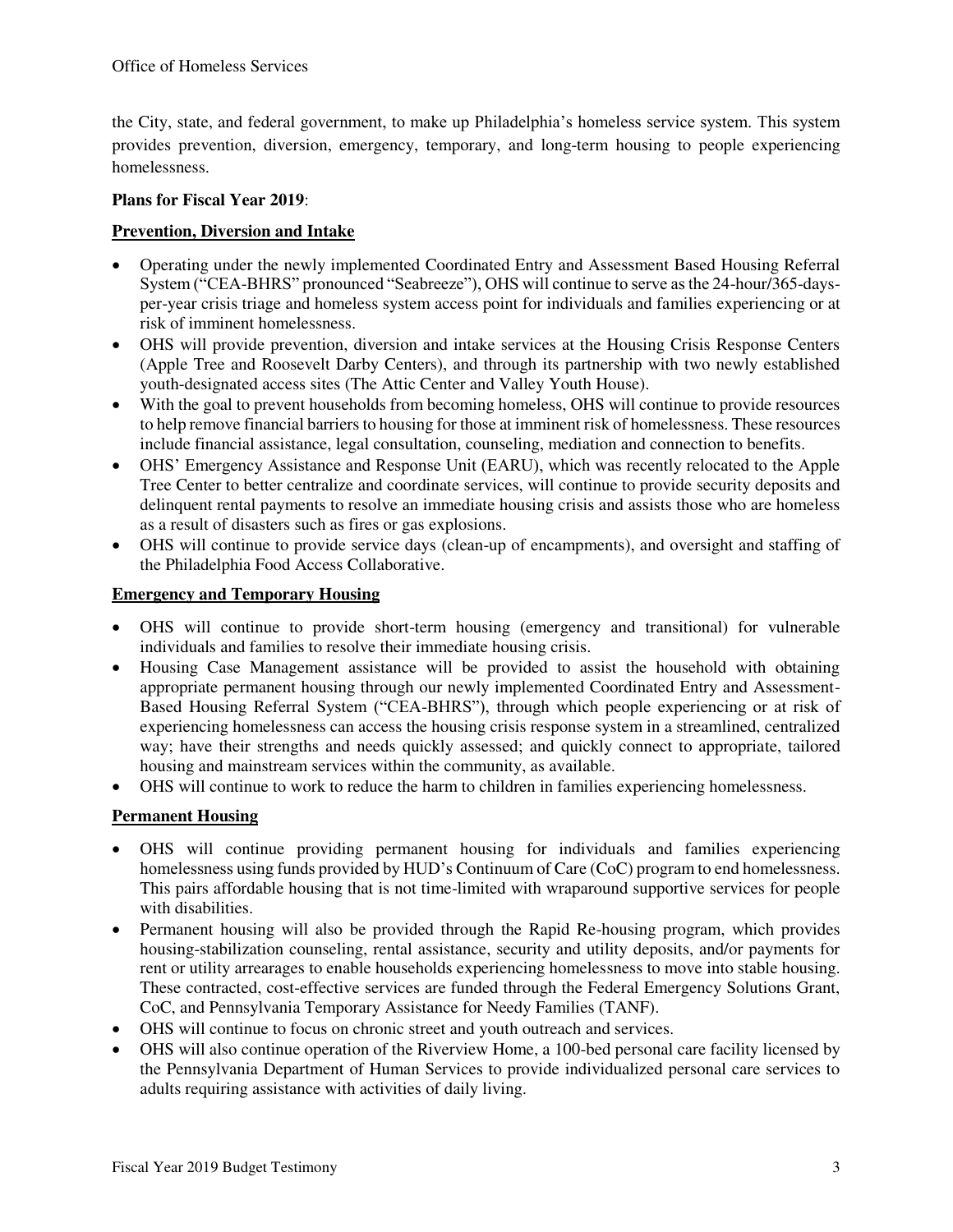the City, state, and federal government, to make up Philadelphia's homeless service system. This system provides prevention, diversion, emergency, temporary, and long-term housing to people experiencing homelessness.

**Plans for Fiscal Year 2019**:

**Prevention, Diversion and Intake**

- Operating under the newly implemented Coordinated Entry and Assessment Based Housing Referral System ("CEA-BHRS" pronounced "Seabreeze"), OHS will continue to serve as the 24-hour/365-days-per-year crisis triage and homeless system access point for individuals and families experiencing or at risk of imminent homelessness.
- OHS will provide prevention, diversion and intake services at the Housing Crisis Response Centers (Apple Tree and Roosevelt Darby Centers), and through its partnership with two newly established youth-designated access sites (The Attic Center and Valley Youth House).
- With the goal to prevent households from becoming homeless, OHS will continue to provide resources to help remove financial barriers to housing for those at imminent risk of homelessness. These resources include financial assistance, legal consultation, counseling, mediation and connection to benefits.
- OHS' Emergency Assistance and Response Unit (EARU), which was recently relocated to the Apple Tree Center to better centralize and coordinate services, will continue to provide security deposits and delinquent rental payments to resolve an immediate housing crisis and assists those who are homeless as a result of disasters such as fires or gas explosions.
- OHS will continue to provide service days (clean-up of encampments), and oversight and staffing of the Philadelphia Food Access Collaborative.

**Emergency and Temporary Housing**

- OHS will continue to provide short-term housing (emergency and transitional) for vulnerable individuals and families to resolve their immediate housing crisis.
- Housing Case Management assistance will be provided to assist the household with obtaining appropriate permanent housing through our newly implemented Coordinated Entry and Assessment-Based Housing Referral System ("CEA-BHRS"), through which people experiencing or at risk of experiencing homelessness can access the housing crisis response system in a streamlined, centralized way; have their strengths and needs quickly assessed; and quickly connect to appropriate, tailored housing and mainstream services within the community, as available.
- OHS will continue to work to reduce the harm to children in families experiencing homelessness.

**Permanent Housing**

- OHS will continue providing permanent housing for individuals and families experiencing homelessness using funds provided by HUD's Continuum of Care (CoC) program to end homelessness. This pairs affordable housing that is not time-limited with wraparound supportive services for people with disabilities.
- Permanent housing will also be provided through the Rapid Re-housing program, which provides housing-stabilization counseling, rental assistance, security and utility deposits, and/or payments for rent or utility arrearages to enable households experiencing homelessness to move into stable housing. These contracted, cost-effective services are funded through the Federal Emergency Solutions Grant, CoC, and Pennsylvania Temporary Assistance for Needy Families (TANF).
- OHS will continue to focus on chronic street and youth outreach and services.
- OHS will also continue operation of the Riverview Home, a 100-bed personal care facility licensed by the Pennsylvania Department of Human Services to provide individualized personal care services to adults requiring assistance with activities of daily living.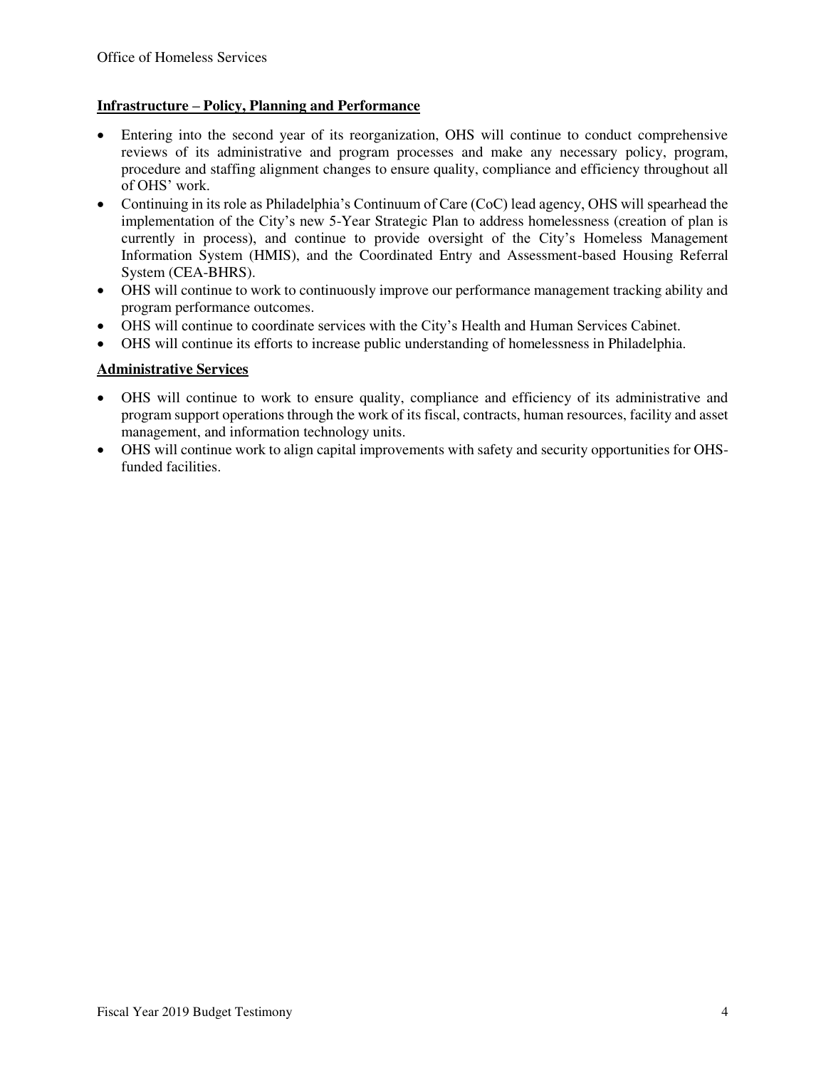## Infrastructure – Policy, Planning and Performance

- Entering into the second year of its reorganization, OHS will continue to conduct comprehensive reviews of its administrative and program processes and make any necessary policy, program, procedure and staffing alignment changes to ensure quality, compliance and efficiency throughout all of OHS' work.
- Continuing in its role as Philadelphia's Continuum of Care (CoC) lead agency, OHS will spearhead the implementation of the City's new 5-Year Strategic Plan to address homelessness (creation of plan is currently in process), and continue to provide oversight of the City's Homeless Management Information System (HMIS), and the Coordinated Entry and Assessment-based Housing Referral System (CEA-BHRS).
- OHS will continue to work to continuously improve our performance management tracking ability and program performance outcomes.
- OHS will continue to coordinate services with the City's Health and Human Services Cabinet.
- OHS will continue its efforts to increase public understanding of homelessness in Philadelphia.

## Administrative Services

- OHS will continue to work to ensure quality, compliance and efficiency of its administrative and program support operations through the work of its fiscal, contracts, human resources, facility and asset management, and information technology units.
- OHS will continue work to align capital improvements with safety and security opportunities for OHS-funded facilities.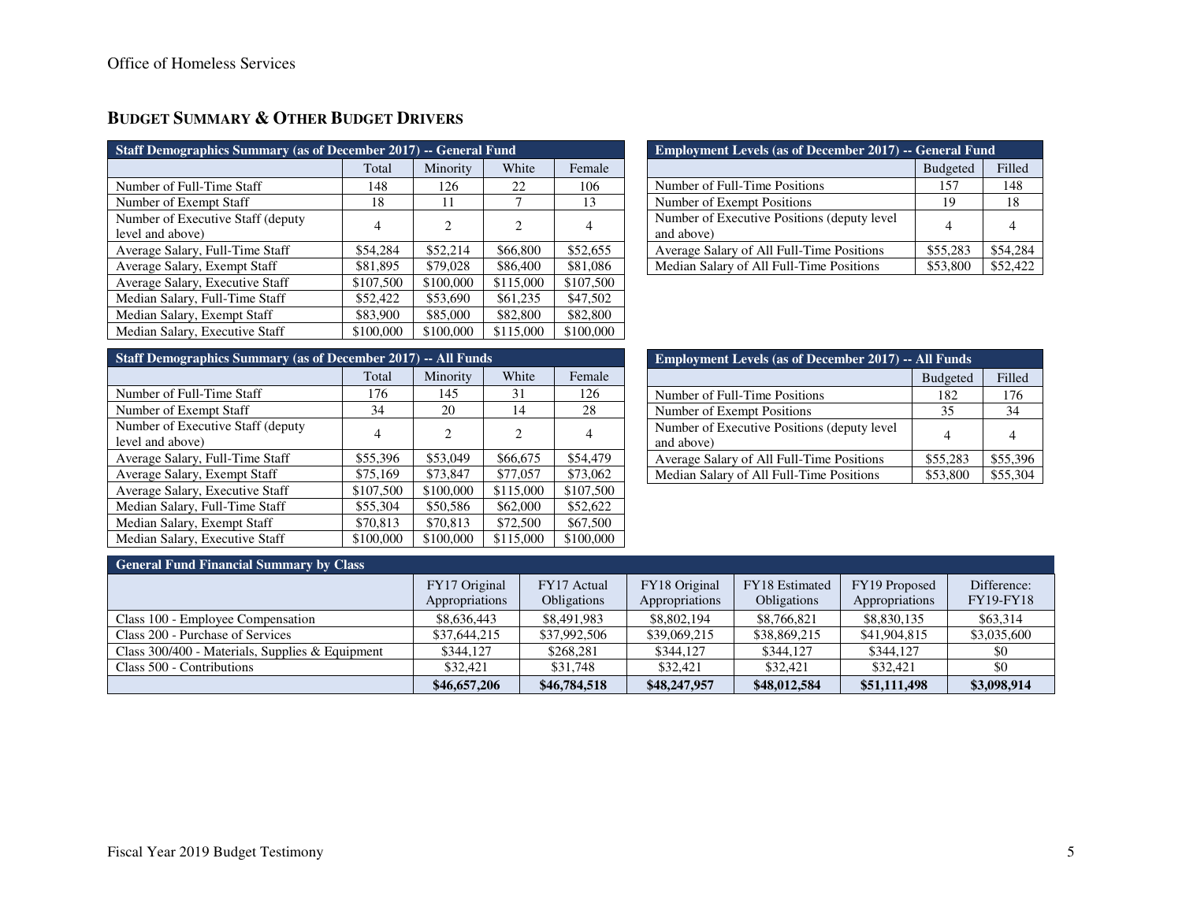## Budget Summary & Other Budget Drivers

| Staff Demographics Summary (as of December 2017) -- General Fund | | | | |
|---|---|---|---|---|
| | Total | Minority | White | Female |
| Number of Full-Time Staff | 148 | 126 | 22 | 106 |
| Number of Exempt Staff | 18 | 11 | 7 | 13 |
| Number of Executive Staff (deputy level and above) | 4 | 2 | 2 | 4 |
| Average Salary, Full-Time Staff | $54,284 | $52,214 | $66,800 | $52,655 |
| Average Salary, Exempt Staff | $81,895 | $79,028 | $86,400 | $81,086 |
| Average Salary, Executive Staff | $107,500 | $100,000 | $115,000 | $107,500 |
| Median Salary, Full-Time Staff | $52,422 | $53,690 | $61,235 | $47,502 |
| Median Salary, Exempt Staff | $83,900 | $85,000 | $82,800 | $82,800 |
| Median Salary, Executive Staff | $100,000 | $100,000 | $115,000 | $100,000 |

| Employment Levels (as of December 2017) -- General Fund | | |
|---|---|---|
| | Budgeted | Filled |
| Number of Full-Time Positions | 157 | 148 |
| Number of Exempt Positions | 19 | 18 |
| Number of Executive Positions (deputy level and above) | 4 | 4 |
| Average Salary of All Full-Time Positions | $55,283 | $54,284 |
| Median Salary of All Full-Time Positions | $53,800 | $52,422 |

| Staff Demographics Summary (as of December 2017) -- All Funds | | | | |
|---|---|---|---|---|
| | Total | Minority | White | Female |
| Number of Full-Time Staff | 176 | 145 | 31 | 126 |
| Number of Exempt Staff | 34 | 20 | 14 | 28 |
| Number of Executive Staff (deputy level and above) | 4 | 2 | 2 | 4 |
| Average Salary, Full-Time Staff | $55,396 | $53,049 | $66,675 | $54,479 |
| Average Salary, Exempt Staff | $75,169 | $73,847 | $77,057 | $73,062 |
| Average Salary, Executive Staff | $107,500 | $100,000 | $115,000 | $107,500 |
| Median Salary, Full-Time Staff | $55,304 | $50,586 | $62,000 | $52,622 |
| Median Salary, Exempt Staff | $70,813 | $70,813 | $72,500 | $67,500 |
| Median Salary, Executive Staff | $100,000 | $100,000 | $115,000 | $100,000 |

| Employment Levels (as of December 2017) -- All Funds | | |
|---|---|---|
| | Budgeted | Filled |
| Number of Full-Time Positions | 182 | 176 |
| Number of Exempt Positions | 35 | 34 |
| Number of Executive Positions (deputy level and above) | 4 | 4 |
| Average Salary of All Full-Time Positions | $55,283 | $55,396 |
| Median Salary of All Full-Time Positions | $53,800 | $55,304 |

| General Fund Financial Summary by Class | | | | | | |
|---|---|---|---|---|---|---|
| | FY17 Original Appropriations | FY17 Actual Obligations | FY18 Original Appropriations | FY18 Estimated Obligations | FY19 Proposed Appropriations | Difference: FY19-FY18 |
| Class 100 - Employee Compensation | $8,636,443 | $8,491,983 | $8,802,194 | $8,766,821 | $8,830,135 | $63,314 |
| Class 200 - Purchase of Services | $37,644,215 | $37,992,506 | $39,069,215 | $38,869,215 | $41,904,815 | $3,035,600 |
| Class 300/400 - Materials, Supplies & Equipment | $344,127 | $268,281 | $344,127 | $344,127 | $344,127 | $0 |
| Class 500 - Contributions | $32,421 | $31,748 | $32,421 | $32,421 | $32,421 | $0 |
| | **$46,657,206** | **$46,784,518** | **$48,247,957** | **$48,012,584** | **$51,111,498** | **$3,098,914** |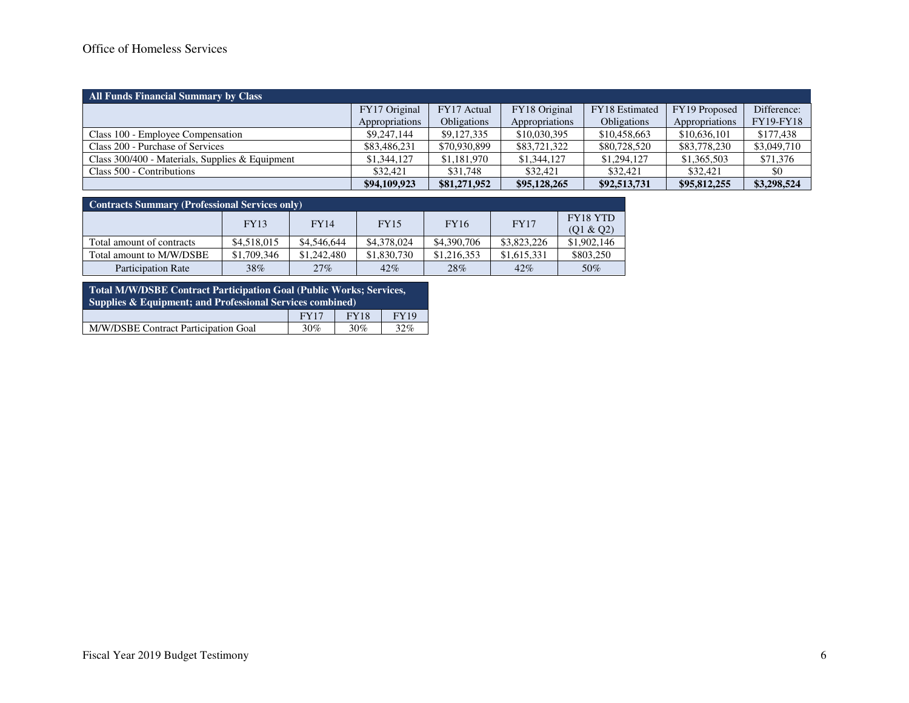Office of Homeless Services

| All Funds Financial Summary by Class | | | | | | |
|---|---|---|---|---|---|---|
| | FY17 Original Appropriations | FY17 Actual Obligations | FY18 Original Appropriations | FY18 Estimated Obligations | FY19 Proposed Appropriations | Difference: FY19-FY18 |
| Class 100 - Employee Compensation | $9,247,144 | $9,127,335 | $10,030,395 | $10,458,663 | $10,636,101 | $177,438 |
| Class 200 - Purchase of Services | $83,486,231 | $70,930,899 | $83,721,322 | $80,728,520 | $83,778,230 | $3,049,710 |
| Class 300/400 - Materials, Supplies & Equipment | $1,344,127 | $1,181,970 | $1,344,127 | $1,294,127 | $1,365,503 | $71,376 |
| Class 500 - Contributions | $32,421 | $31,748 | $32,421 | $32,421 | $32,421 | $0 |
| | **$94,109,923** | **$81,271,952** | **$95,128,265** | **$92,513,731** | **$95,812,255** | **$3,298,524** |

| Contracts Summary (Professional Services only) | | | | | | |
|---|---|---|---|---|---|---|
| | FY13 | FY14 | FY15 | FY16 | FY17 | FY18 YTD (Q1 & Q2) |
| Total amount of contracts | $4,518,015 | $4,546,644 | $4,378,024 | $4,390,706 | $3,823,226 | $1,902,146 |
| Total amount to M/W/DSBE | $1,709,346 | $1,242,480 | $1,830,730 | $1,216,353 | $1,615,331 | $803,250 |
| Participation Rate | 38% | 27% | 42% | 28% | 42% | 50% |

| Total M/W/DSBE Contract Participation Goal (Public Works; Services, Supplies & Equipment; and Professional Services combined) | | | |
|---|---|---|---|
| | FY17 | FY18 | FY19 |
| M/W/DSBE Contract Participation Goal | 30% | 30% | 32% |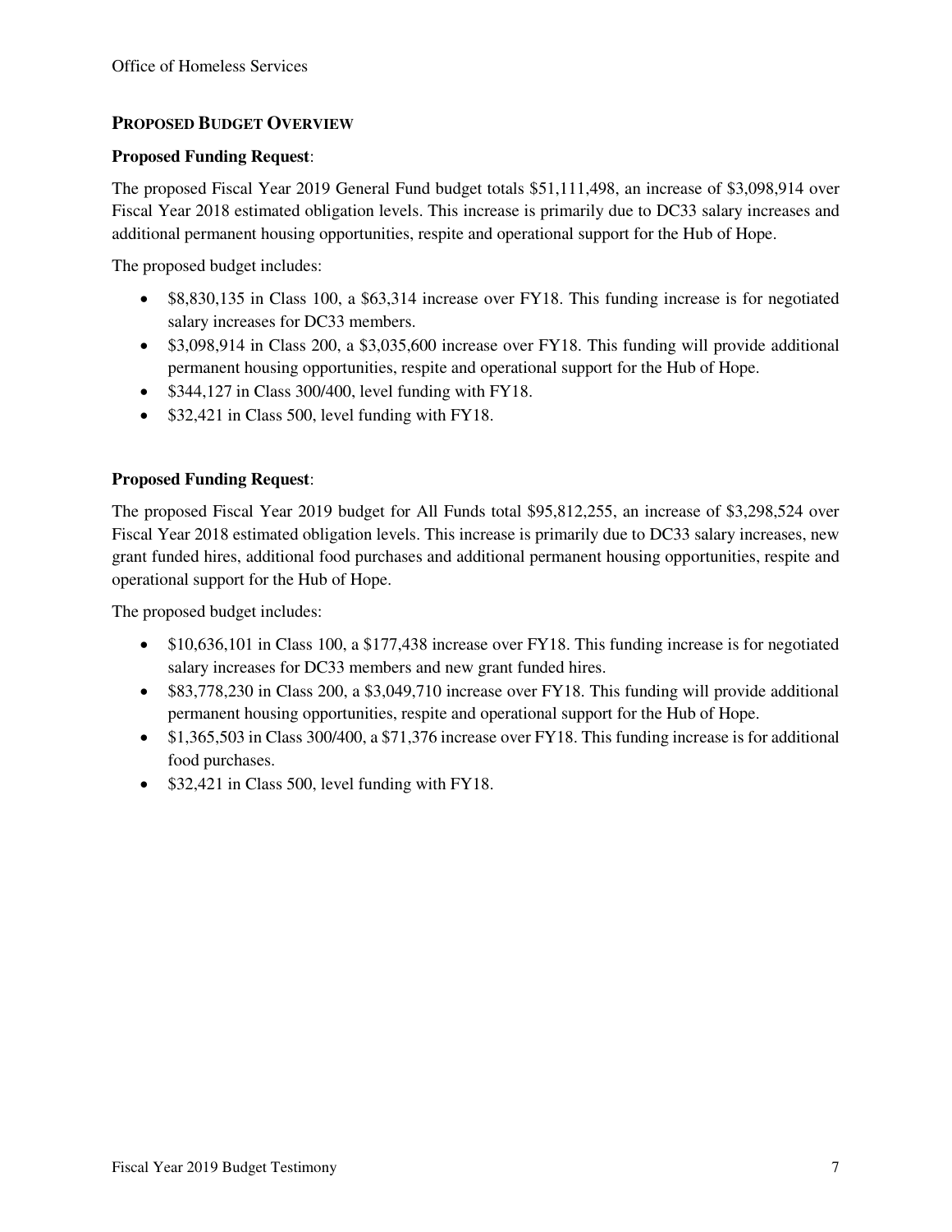## PROPOSED BUDGET OVERVIEW

**Proposed Funding Request**:

The proposed Fiscal Year 2019 General Fund budget totals $51,111,498, an increase of $3,098,914 over Fiscal Year 2018 estimated obligation levels. This increase is primarily due to DC33 salary increases and additional permanent housing opportunities, respite and operational support for the Hub of Hope.

The proposed budget includes:

- $8,830,135 in Class 100, a $63,314 increase over FY18. This funding increase is for negotiated salary increases for DC33 members.
- $3,098,914 in Class 200, a $3,035,600 increase over FY18. This funding will provide additional permanent housing opportunities, respite and operational support for the Hub of Hope.
- $344,127 in Class 300/400, level funding with FY18.
- $32,421 in Class 500, level funding with FY18.

**Proposed Funding Request**:

The proposed Fiscal Year 2019 budget for All Funds total $95,812,255, an increase of $3,298,524 over Fiscal Year 2018 estimated obligation levels. This increase is primarily due to DC33 salary increases, new grant funded hires, additional food purchases and additional permanent housing opportunities, respite and operational support for the Hub of Hope.

The proposed budget includes:

- $10,636,101 in Class 100, a $177,438 increase over FY18. This funding increase is for negotiated salary increases for DC33 members and new grant funded hires.
- $83,778,230 in Class 200, a $3,049,710 increase over FY18. This funding will provide additional permanent housing opportunities, respite and operational support for the Hub of Hope.
- $1,365,503 in Class 300/400, a $71,376 increase over FY18. This funding increase is for additional food purchases.
- $32,421 in Class 500, level funding with FY18.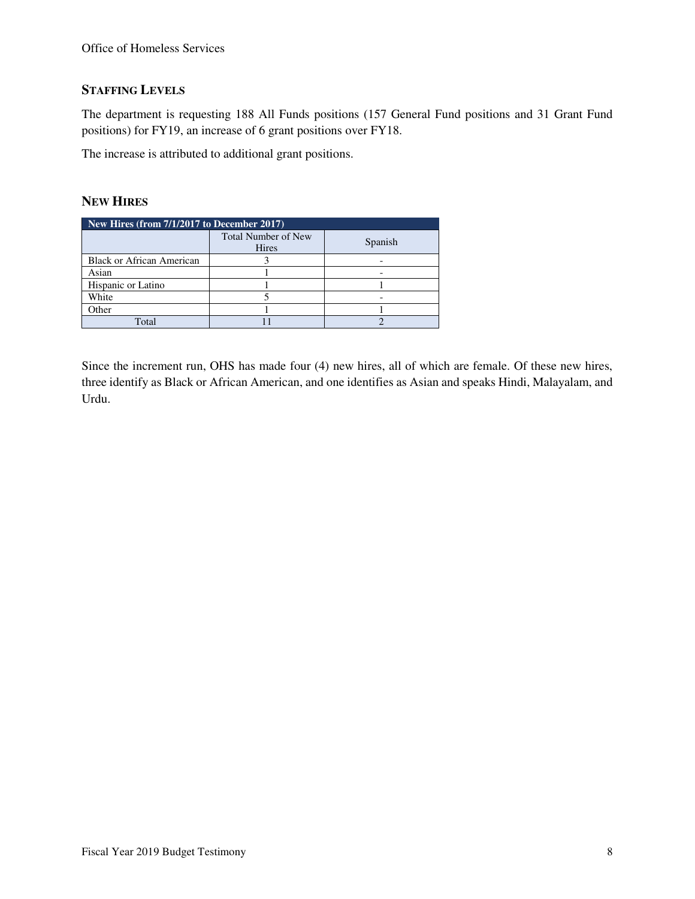## Staffing Levels

The department is requesting 188 All Funds positions (157 General Fund positions and 31 Grant Fund positions) for FY19, an increase of 6 grant positions over FY18.

The increase is attributed to additional grant positions.

## New Hires

| New Hires (from 7/1/2017 to December 2017) | | |
|---|---|---|
| | Total Number of New Hires | Spanish |
| Black or African American | 3 | - |
| Asian | 1 | - |
| Hispanic or Latino | 1 | 1 |
| White | 5 | - |
| Other | 1 | 1 |
| Total | 11 | 2 |

Since the increment run, OHS has made four (4) new hires, all of which are female. Of these new hires, three identify as Black or African American, and one identifies as Asian and speaks Hindi, Malayalam, and Urdu.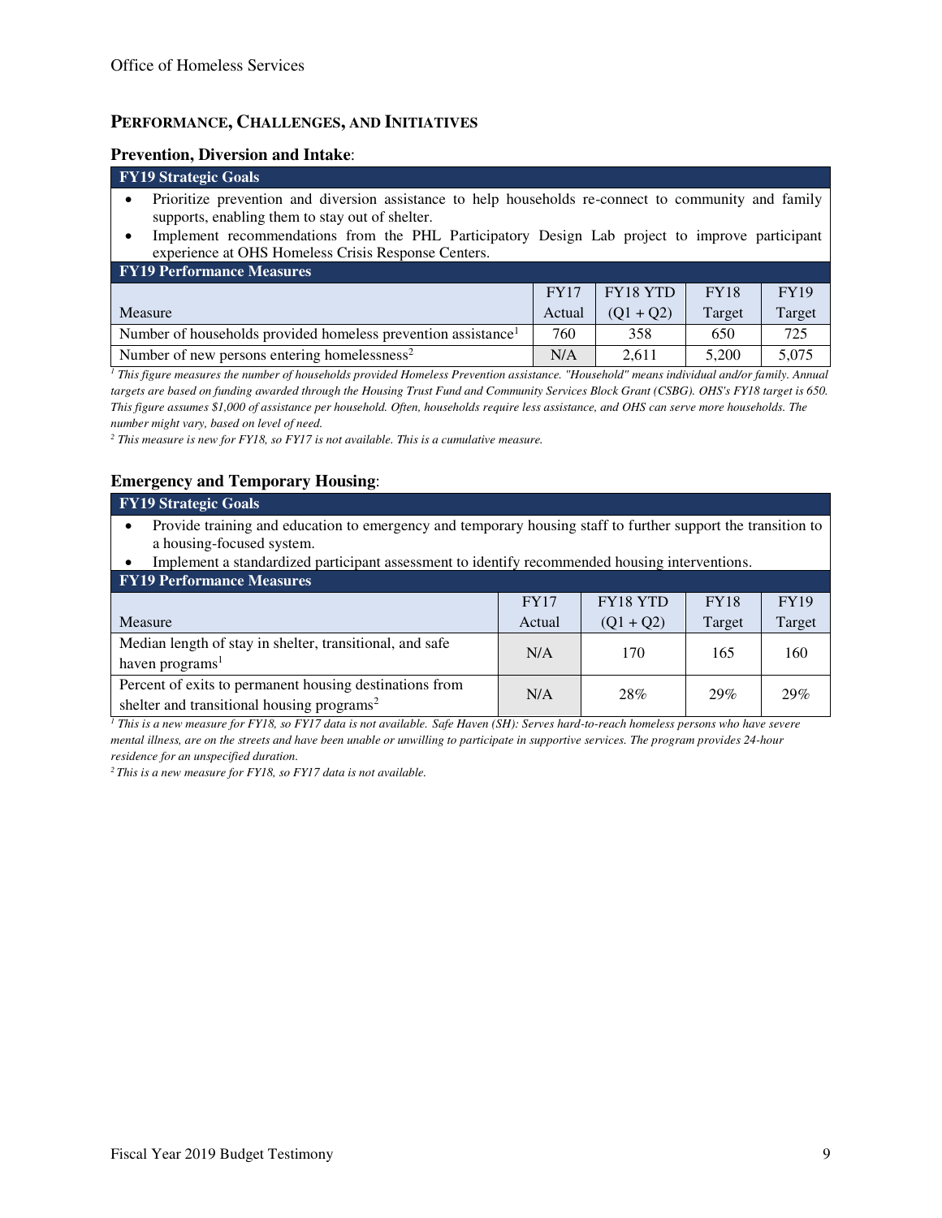## PERFORMANCE, CHALLENGES, AND INITIATIVES

### Prevention, Diversion and Intake:

**FY19 Strategic Goals**

- Prioritize prevention and diversion assistance to help households re-connect to community and family supports, enabling them to stay out of shelter.
- Implement recommendations from the PHL Participatory Design Lab project to improve participant experience at OHS Homeless Crisis Response Centers.

**FY19 Performance Measures**

| Measure | FY17 Actual | FY18 YTD (Q1 + Q2) | FY18 Target | FY19 Target |
|---|---|---|---|---|
| Number of households provided homeless prevention assistance[1] | 760 | 358 | 650 | 725 |
| Number of new persons entering homelessness[2] | N/A | 2,611 | 5,200 | 5,075 |

*[1] This figure measures the number of households provided Homeless Prevention assistance. "Household" means individual and/or family. Annual targets are based on funding awarded through the Housing Trust Fund and Community Services Block Grant (CSBG). OHS's FY18 target is 650. This figure assumes $1,000 of assistance per household. Often, households require less assistance, and OHS can serve more households. The number might vary, based on level of need.*

*[2] This measure is new for FY18, so FY17 is not available. This is a cumulative measure.*

### Emergency and Temporary Housing:

**FY19 Strategic Goals**

- Provide training and education to emergency and temporary housing staff to further support the transition to a housing-focused system.
- Implement a standardized participant assessment to identify recommended housing interventions.

**FY19 Performance Measures**

| Measure | FY17 Actual | FY18 YTD (Q1 + Q2) | FY18 Target | FY19 Target |
|---|---|---|---|---|
| Median length of stay in shelter, transitional, and safe haven programs[1] | N/A | 170 | 165 | 160 |
| Percent of exits to permanent housing destinations from shelter and transitional housing programs[2] | N/A | 28% | 29% | 29% |

*[1] This is a new measure for FY18, so FY17 data is not available. Safe Haven (SH): Serves hard-to-reach homeless persons who have severe mental illness, are on the streets and have been unable or unwilling to participate in supportive services. The program provides 24-hour residence for an unspecified duration.*

*[2] This is a new measure for FY18, so FY17 data is not available.*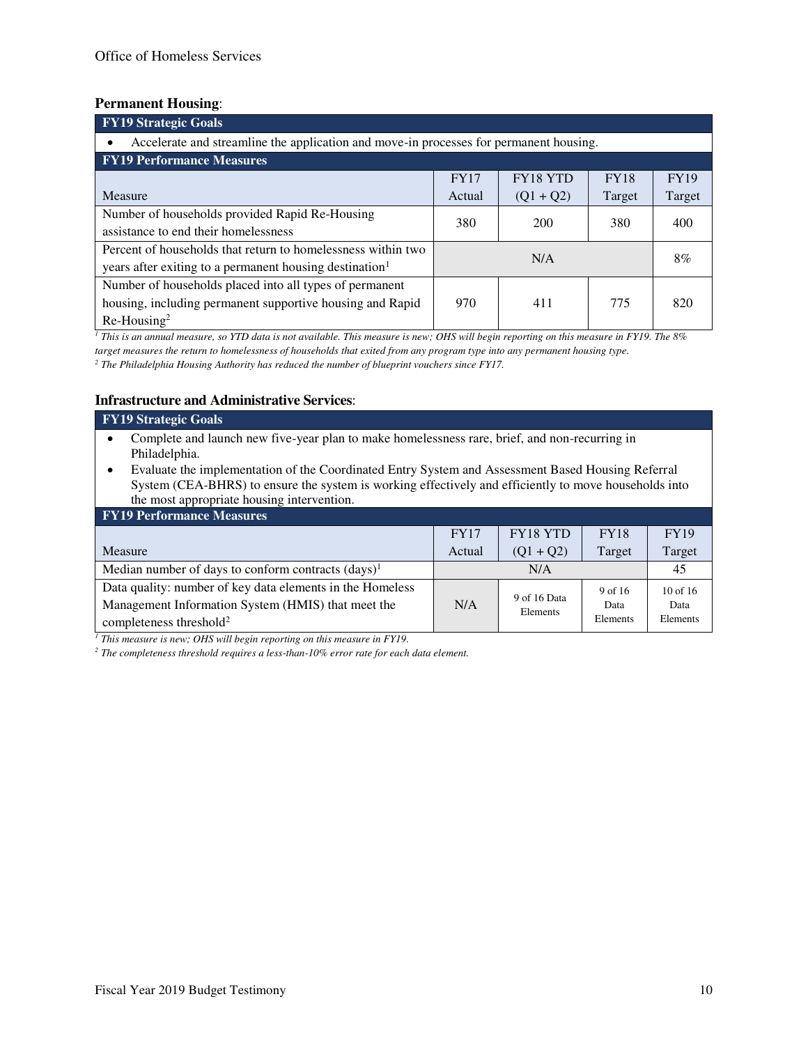**Permanent Housing**:

| FY19 Strategic Goals | | | | |
|---|---|---|---|---|
| • Accelerate and streamline the application and move-in processes for permanent housing. | | | | |
| **FY19 Performance Measures** | | | | |
| Measure | FY17 Actual | FY18 YTD (Q1 + Q2) | FY18 Target | FY19 Target |
| Number of households provided Rapid Re-Housing assistance to end their homelessness | 380 | 200 | 380 | 400 |
| Percent of households that return to homelessness within two years after exiting to a permanent housing destination[1] | N/A | | | 8% |
| Number of households placed into all types of permanent housing, including permanent supportive housing and Rapid Re-Housing[2] | 970 | 411 | 775 | 820 |

*[1] This is an annual measure, so YTD data is not available. This measure is new; OHS will begin reporting on this measure in FY19. The 8% target measures the return to homelessness of households that exited from any program type into any permanent housing type.*
*[2] The Philadelphia Housing Authority has reduced the number of blueprint vouchers since FY17.*

**Infrastructure and Administrative Services**:

| FY19 Strategic Goals | | | | |
|---|---|---|---|---|
| • Complete and launch new five-year plan to make homelessness rare, brief, and non-recurring in Philadelphia. • Evaluate the implementation of the Coordinated Entry System and Assessment Based Housing Referral System (CEA-BHRS) to ensure the system is working effectively and efficiently to move households into the most appropriate housing intervention. | | | | |
| **FY19 Performance Measures** | | | | |
| Measure | FY17 Actual | FY18 YTD (Q1 + Q2) | FY18 Target | FY19 Target |
| Median number of days to conform contracts (days)[1] | N/A | | | 45 |
| Data quality: number of key data elements in the Homeless Management Information System (HMIS) that meet the completeness threshold[2] | N/A | 9 of 16 Data Elements | 9 of 16 Data Elements | 10 of 16 Data Elements |

*[1] This measure is new; OHS will begin reporting on this measure in FY19.*
*[2] The completeness threshold requires a less-than-10% error rate for each data element.*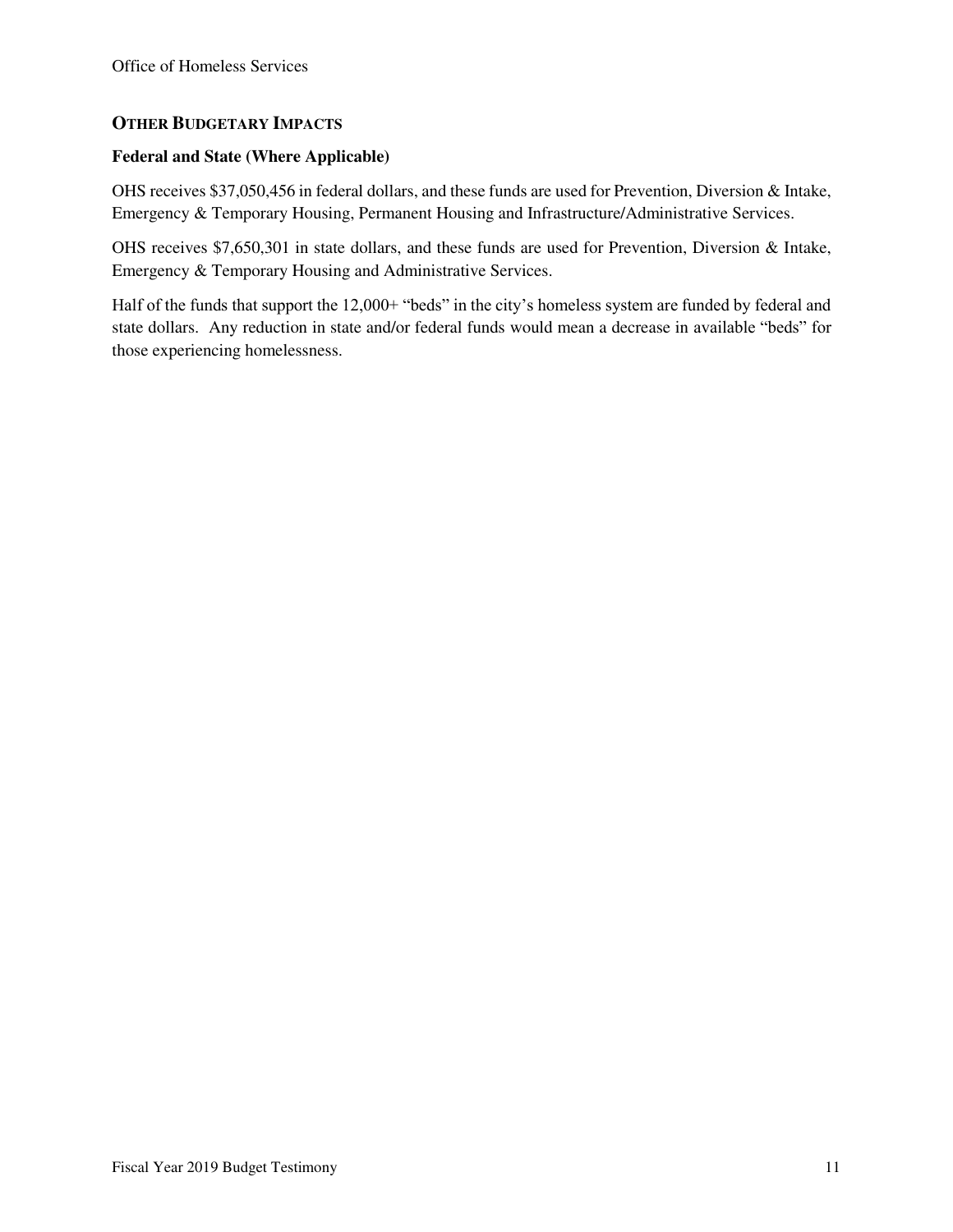## Other Budgetary Impacts

### Federal and State (Where Applicable)

OHS receives $37,050,456 in federal dollars, and these funds are used for Prevention, Diversion & Intake, Emergency & Temporary Housing, Permanent Housing and Infrastructure/Administrative Services.

OHS receives $7,650,301 in state dollars, and these funds are used for Prevention, Diversion & Intake, Emergency & Temporary Housing and Administrative Services.

Half of the funds that support the 12,000+ "beds" in the city's homeless system are funded by federal and state dollars. Any reduction in state and/or federal funds would mean a decrease in available "beds" for those experiencing homelessness.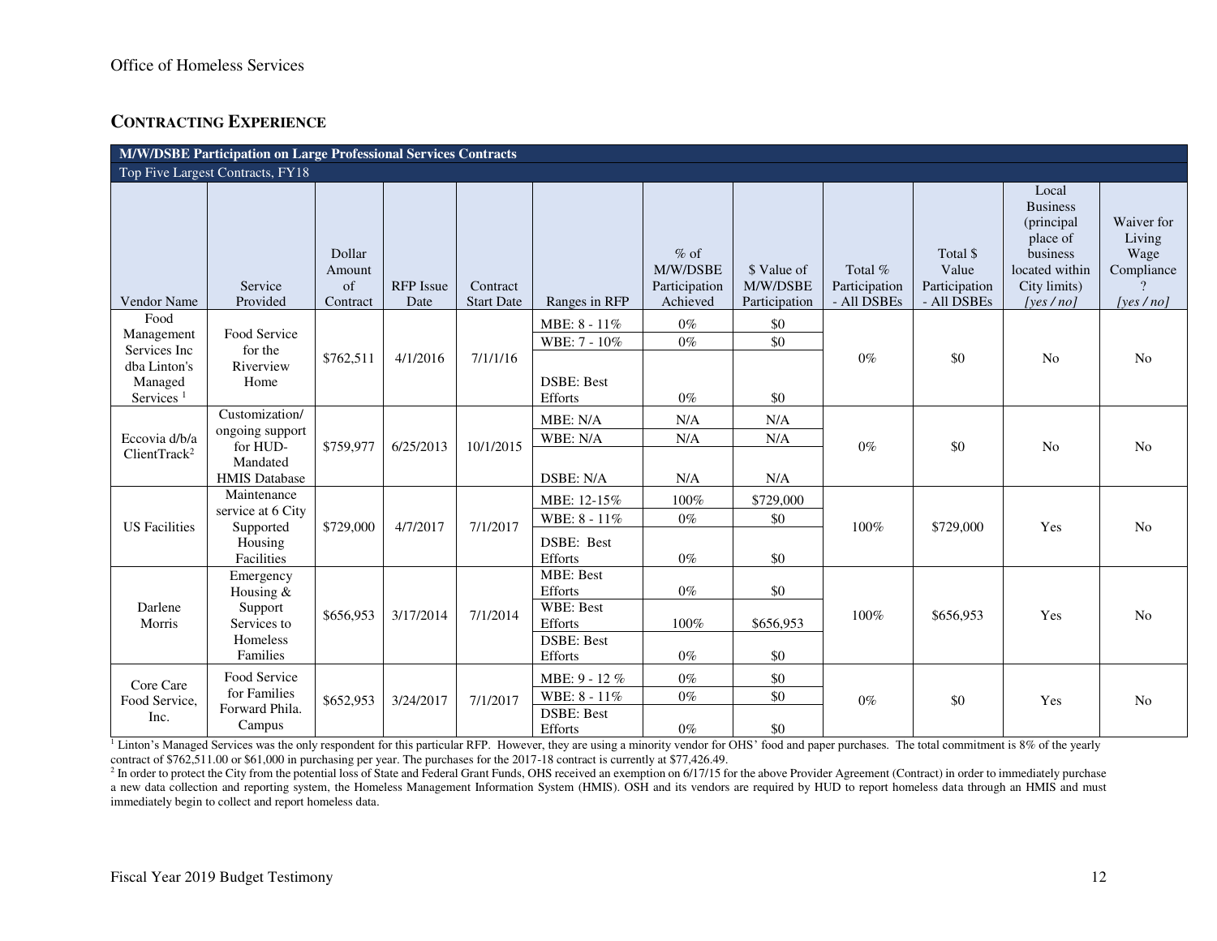## CONTRACTING EXPERIENCE

| M/W/DSBE Participation on Large Professional Services Contracts | | | | | | | | | | | |
|---|---|---|---|---|---|---|---|---|---|---|---|
| Top Five Largest Contracts, FY18 | | | | | | | | | | | |
| Vendor Name | Service Provided | Dollar Amount of Contract | RFP Issue Date | Contract Start Date | Ranges in RFP | % of M/W/DSBE Participation Achieved | $ Value of M/W/DSBE Participation | Total % Participation - All DSBEs | Total $ Value Participation - All DSBEs | Local Business (principal place of business located within City limits) *[yes / no]* | Waiver for Living Wage Compliance? *[yes / no]* |
| Food Management Services Inc dba Linton's Managed Services [1] | Food Service for the Riverview Home | $762,511 | 4/1/2016 | 7/1/1/16 | MBE: 8 - 11% | 0% | $0 | 0% | $0 | No | No |
| | | | | | WBE: 7 - 10% | 0% | $0 | | | | |
| | | | | | DSBE: Best Efforts | 0% | $0 | | | | |
| Eccovia d/b/a ClientTrack[2] | Customization/ ongoing support for HUD-Mandated HMIS Database | $759,977 | 6/25/2013 | 10/1/2015 | MBE: N/A | N/A | N/A | 0% | $0 | No | No |
| | | | | | WBE: N/A | N/A | N/A | | | | |
| | | | | | DSBE: N/A | N/A | N/A | | | | |
| US Facilities | Maintenance service at 6 City Supported Housing Facilities | $729,000 | 4/7/2017 | 7/1/2017 | MBE: 12-15% | 100% | $729,000 | 100% | $729,000 | Yes | No |
| | | | | | WBE: 8 - 11% | 0% | $0 | | | | |
| | | | | | DSBE: Best Efforts | 0% | $0 | | | | |
| Darlene Morris | Emergency Housing & Support Services to Homeless Families | $656,953 | 3/17/2014 | 7/1/2014 | MBE: Best Efforts | 0% | $0 | 100% | $656,953 | Yes | No |
| | | | | | WBE: Best Efforts | 100% | $656,953 | | | | |
| | | | | | DSBE: Best Efforts | 0% | $0 | | | | |
| Core Care Food Service, Inc. | Food Service for Families Forward Phila. Campus | $652,953 | 3/24/2017 | 7/1/2017 | MBE: 9 - 12 % | 0% | $0 | 0% | $0 | Yes | No |
| | | | | | WBE: 8 - 11% | 0% | $0 | | | | |
| | | | | | DSBE: Best Efforts | 0% | $0 | | | | |

[1] Linton's Managed Services was the only respondent for this particular RFP. However, they are using a minority vendor for OHS' food and paper purchases. The total commitment is 8% of the yearly contract of $762,511.00 or $61,000 in purchasing per year. The purchases for the 2017-18 contract is currently at $77,426.49.

[2] In order to protect the City from the potential loss of State and Federal Grant Funds, OHS received an exemption on 6/17/15 for the above Provider Agreement (Contract) in order to immediately purchase a new data collection and reporting system, the Homeless Management Information System (HMIS). OSH and its vendors are required by HUD to report homeless data through an HMIS and must immediately begin to collect and report homeless data.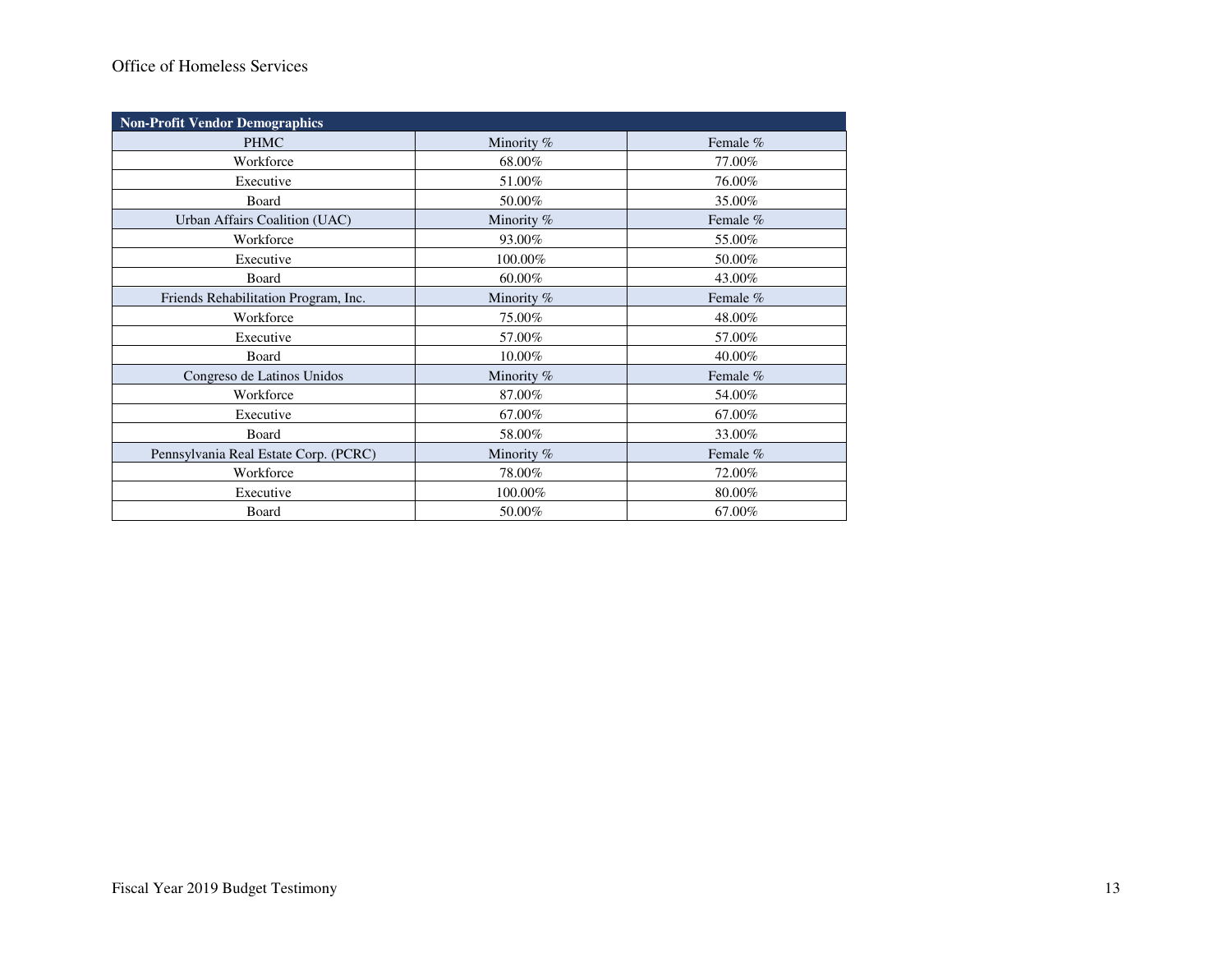| Non-Profit Vendor Demographics | | |
|---|---|---|
| PHMC | Minority % | Female % |
| Workforce | 68.00% | 77.00% |
| Executive | 51.00% | 76.00% |
| Board | 50.00% | 35.00% |
| Urban Affairs Coalition (UAC) | Minority % | Female % |
| Workforce | 93.00% | 55.00% |
| Executive | 100.00% | 50.00% |
| Board | 60.00% | 43.00% |
| Friends Rehabilitation Program, Inc. | Minority % | Female % |
| Workforce | 75.00% | 48.00% |
| Executive | 57.00% | 57.00% |
| Board | 10.00% | 40.00% |
| Congreso de Latinos Unidos | Minority % | Female % |
| Workforce | 87.00% | 54.00% |
| Executive | 67.00% | 67.00% |
| Board | 58.00% | 33.00% |
| Pennsylvania Real Estate Corp. (PCRC) | Minority % | Female % |
| Workforce | 78.00% | 72.00% |
| Executive | 100.00% | 80.00% |
| Board | 50.00% | 67.00% |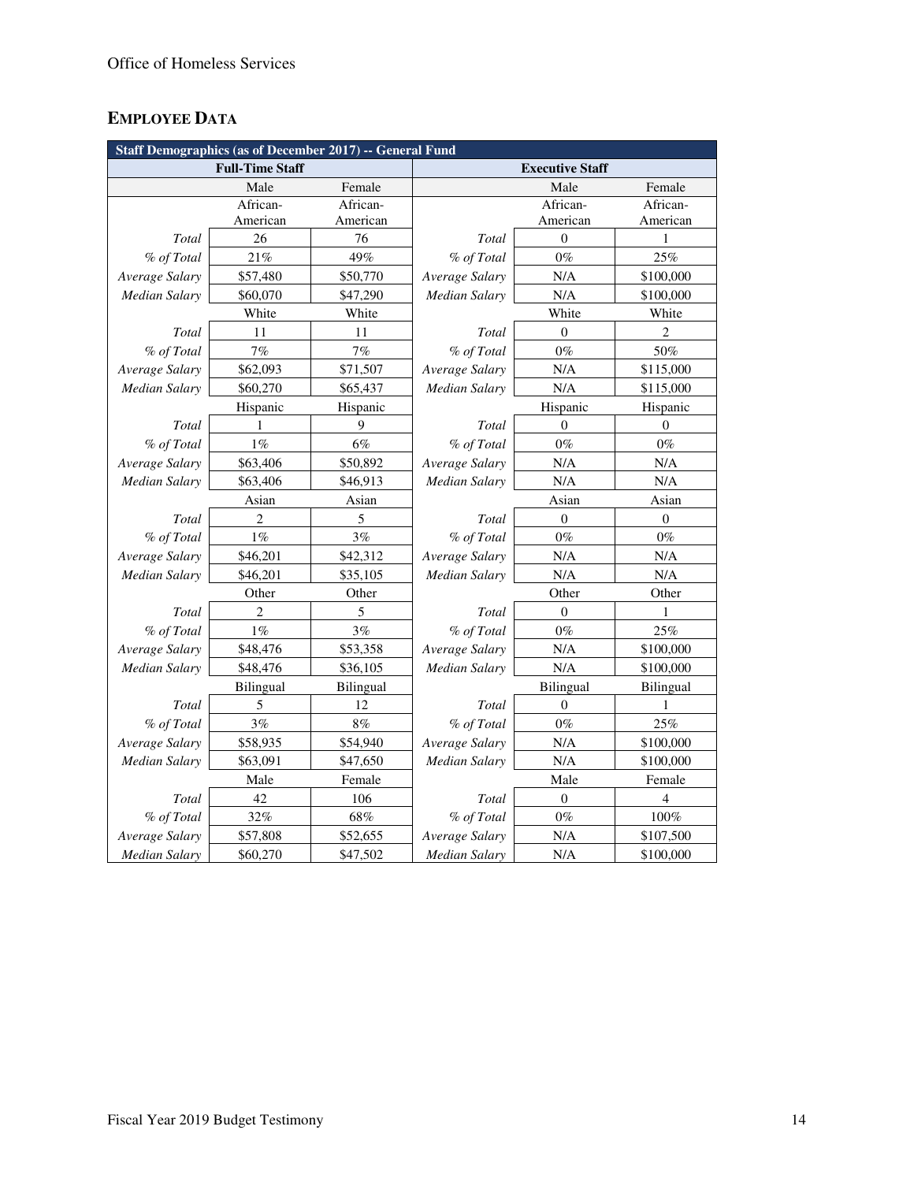## EMPLOYEE DATA

| Staff Demographics (as of December 2017) -- General Fund | | | | | |
|---|---|---|---|---|---|
| **Full-Time Staff** | | | **Executive Staff** | | |
| | Male | Female | | Male | Female |
| | African-American | African-American | | African-American | African-American |
| *Total* | 26 | 76 | *Total* | 0 | 1 |
| *% of Total* | 21% | 49% | *% of Total* | 0% | 25% |
| *Average Salary* | $57,480 | $50,770 | *Average Salary* | N/A | $100,000 |
| *Median Salary* | $60,070 | $47,290 | *Median Salary* | N/A | $100,000 |
| | White | White | | White | White |
| *Total* | 11 | 11 | *Total* | 0 | 2 |
| *% of Total* | 7% | 7% | *% of Total* | 0% | 50% |
| *Average Salary* | $62,093 | $71,507 | *Average Salary* | N/A | $115,000 |
| *Median Salary* | $60,270 | $65,437 | *Median Salary* | N/A | $115,000 |
| | Hispanic | Hispanic | | Hispanic | Hispanic |
| *Total* | 1 | 9 | *Total* | 0 | 0 |
| *% of Total* | 1% | 6% | *% of Total* | 0% | 0% |
| *Average Salary* | $63,406 | $50,892 | *Average Salary* | N/A | N/A |
| *Median Salary* | $63,406 | $46,913 | *Median Salary* | N/A | N/A |
| | Asian | Asian | | Asian | Asian |
| *Total* | 2 | 5 | *Total* | 0 | 0 |
| *% of Total* | 1% | 3% | *% of Total* | 0% | 0% |
| *Average Salary* | $46,201 | $42,312 | *Average Salary* | N/A | N/A |
| *Median Salary* | $46,201 | $35,105 | *Median Salary* | N/A | N/A |
| | Other | Other | | Other | Other |
| *Total* | 2 | 5 | *Total* | 0 | 1 |
| *% of Total* | 1% | 3% | *% of Total* | 0% | 25% |
| *Average Salary* | $48,476 | $53,358 | *Average Salary* | N/A | $100,000 |
| *Median Salary* | $48,476 | $36,105 | *Median Salary* | N/A | $100,000 |
| | Bilingual | Bilingual | | Bilingual | Bilingual |
| *Total* | 5 | 12 | *Total* | 0 | 1 |
| *% of Total* | 3% | 8% | *% of Total* | 0% | 25% |
| *Average Salary* | $58,935 | $54,940 | *Average Salary* | N/A | $100,000 |
| *Median Salary* | $63,091 | $47,650 | *Median Salary* | N/A | $100,000 |
| | Male | Female | | Male | Female |
| *Total* | 42 | 106 | *Total* | 0 | 4 |
| *% of Total* | 32% | 68% | *% of Total* | 0% | 100% |
| *Average Salary* | $57,808 | $52,655 | *Average Salary* | N/A | $107,500 |
| *Median Salary* | $60,270 | $47,502 | *Median Salary* | N/A | $100,000 |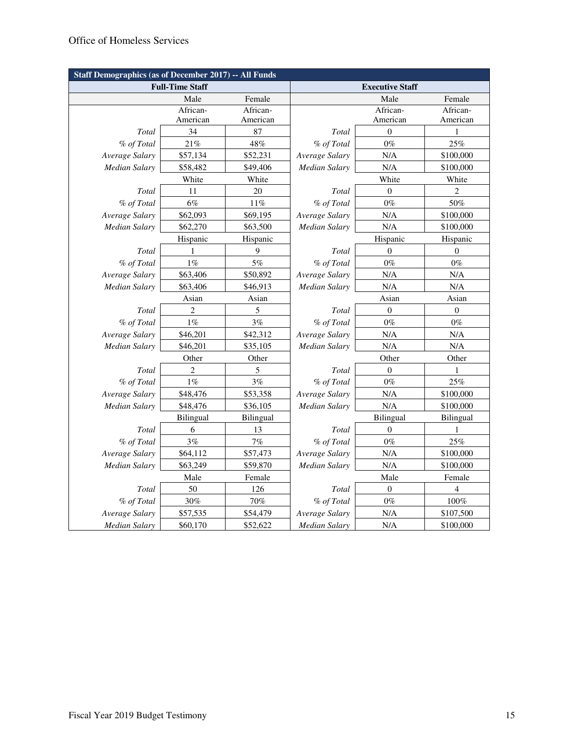| Staff Demographics (as of December 2017) -- All Funds | | | | | |
|---|---|---|---|---|---|
| **Full-Time Staff** | | | **Executive Staff** | | |
| | Male | Female | | Male | Female |
| | African-American | African-American | | African-American | African-American |
| *Total* | 34 | 87 | *Total* | 0 | 1 |
| *% of Total* | 21% | 48% | *% of Total* | 0% | 25% |
| *Average Salary* | $57,134 | $52,231 | *Average Salary* | N/A | $100,000 |
| *Median Salary* | $58,482 | $49,406 | *Median Salary* | N/A | $100,000 |
| | White | White | | White | White |
| *Total* | 11 | 20 | *Total* | 0 | 2 |
| *% of Total* | 6% | 11% | *% of Total* | 0% | 50% |
| *Average Salary* | $62,093 | $69,195 | *Average Salary* | N/A | $100,000 |
| *Median Salary* | $62,270 | $63,500 | *Median Salary* | N/A | $100,000 |
| | Hispanic | Hispanic | | Hispanic | Hispanic |
| *Total* | 1 | 9 | *Total* | 0 | 0 |
| *% of Total* | 1% | 5% | *% of Total* | 0% | 0% |
| *Average Salary* | $63,406 | $50,892 | *Average Salary* | N/A | N/A |
| *Median Salary* | $63,406 | $46,913 | *Median Salary* | N/A | N/A |
| | Asian | Asian | | Asian | Asian |
| *Total* | 2 | 5 | *Total* | 0 | 0 |
| *% of Total* | 1% | 3% | *% of Total* | 0% | 0% |
| *Average Salary* | $46,201 | $42,312 | *Average Salary* | N/A | N/A |
| *Median Salary* | $46,201 | $35,105 | *Median Salary* | N/A | N/A |
| | Other | Other | | Other | Other |
| *Total* | 2 | 5 | *Total* | 0 | 1 |
| *% of Total* | 1% | 3% | *% of Total* | 0% | 25% |
| *Average Salary* | $48,476 | $53,358 | *Average Salary* | N/A | $100,000 |
| *Median Salary* | $48,476 | $36,105 | *Median Salary* | N/A | $100,000 |
| | Bilingual | Bilingual | | Bilingual | Bilingual |
| *Total* | 6 | 13 | *Total* | 0 | 1 |
| *% of Total* | 3% | 7% | *% of Total* | 0% | 25% |
| *Average Salary* | $64,112 | $57,473 | *Average Salary* | N/A | $100,000 |
| *Median Salary* | $63,249 | $59,870 | *Median Salary* | N/A | $100,000 |
| | Male | Female | | Male | Female |
| *Total* | 50 | 126 | *Total* | 0 | 4 |
| *% of Total* | 30% | 70% | *% of Total* | 0% | 100% |
| *Average Salary* | $57,535 | $54,479 | *Average Salary* | N/A | $107,500 |
| *Median Salary* | $60,170 | $52,622 | *Median Salary* | N/A | $100,000 |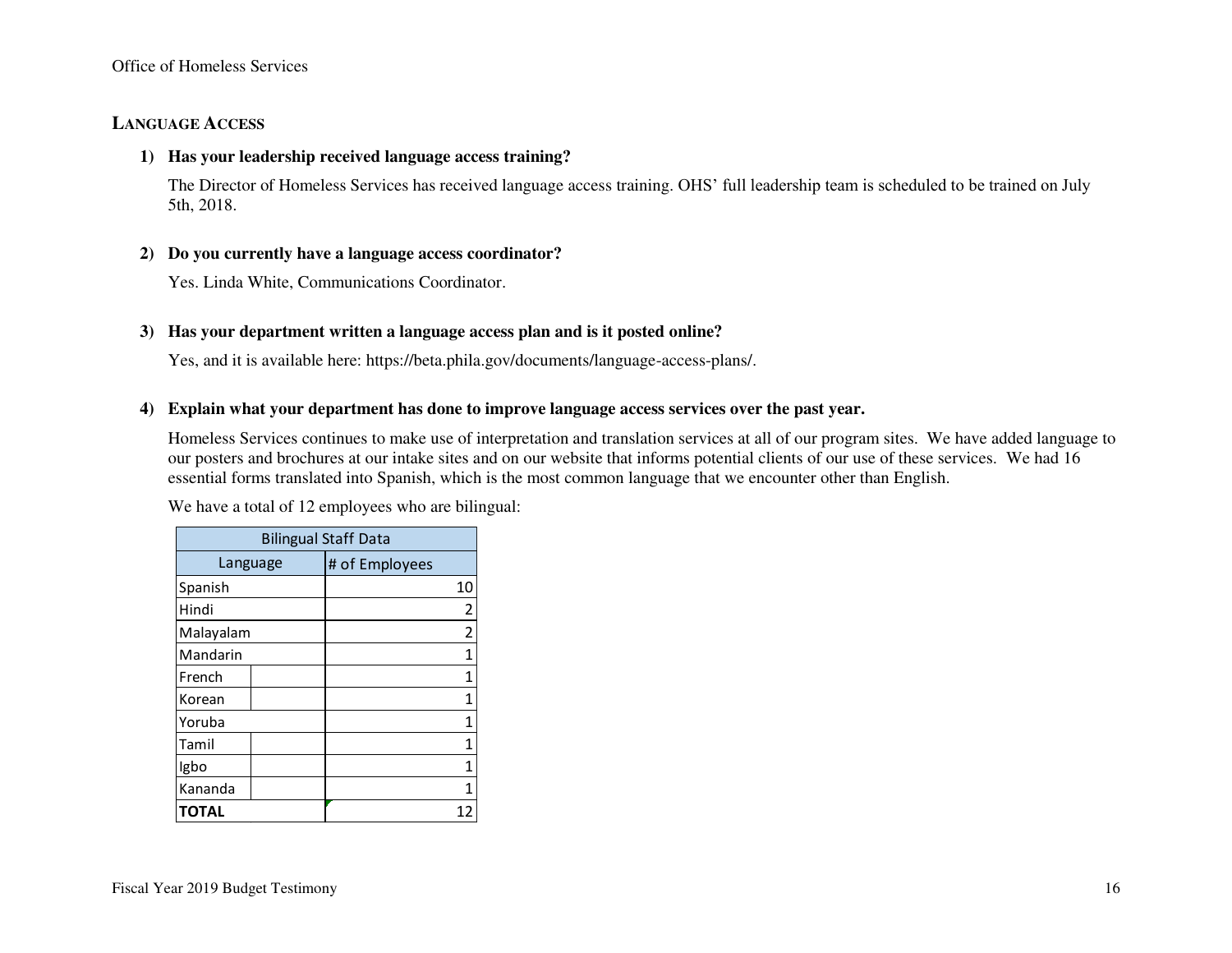## Language Access

1) **Has your leadership received language access training?**

   The Director of Homeless Services has received language access training. OHS' full leadership team is scheduled to be trained on July 5th, 2018.

2) **Do you currently have a language access coordinator?**

   Yes. Linda White, Communications Coordinator.

3) **Has your department written a language access plan and is it posted online?**

   Yes, and it is available here: https://beta.phila.gov/documents/language-access-plans/.

4) **Explain what your department has done to improve language access services over the past year.**

   Homeless Services continues to make use of interpretation and translation services at all of our program sites. We have added language to our posters and brochures at our intake sites and on our website that informs potential clients of our use of these services. We had 16 essential forms translated into Spanish, which is the most common language that we encounter other than English.

   We have a total of 12 employees who are bilingual:

| Bilingual Staff Data | |
|---|---|
| Language | # of Employees |
| Spanish | 10 |
| Hindi | 2 |
| Malayalam | 2 |
| Mandarin | 1 |
| French | 1 |
| Korean | 1 |
| Yoruba | 1 |
| Tamil | 1 |
| Igbo | 1 |
| Kananda | 1 |
| **TOTAL** | 12 |